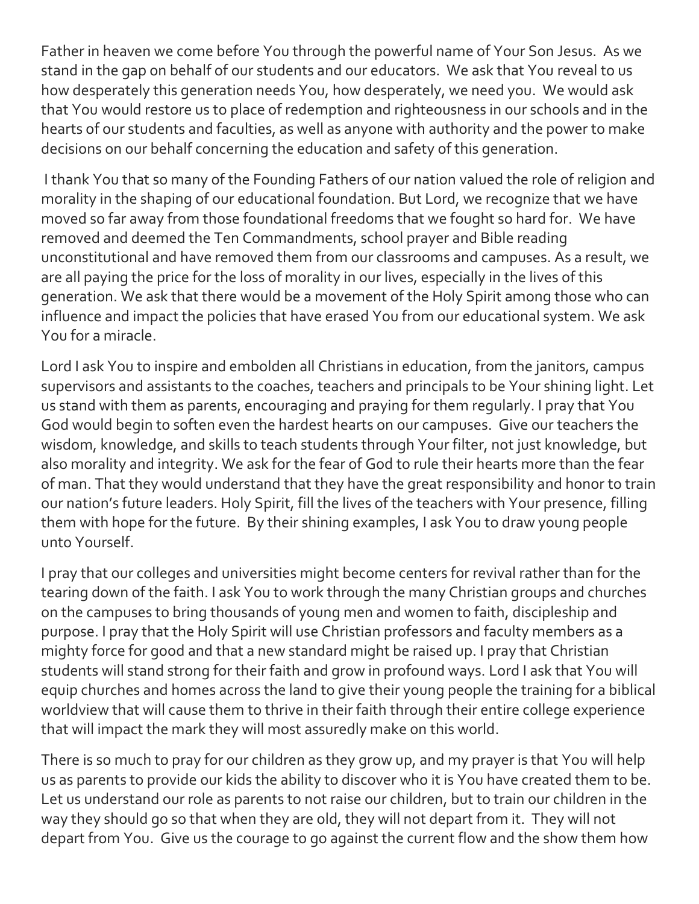Father in heaven we come before You through the powerful name of Your Son Jesus. As we stand in the gap on behalf of our students and our educators. We ask that You reveal to us how desperately this generation needs You, how desperately, we need you. We would ask that You would restore us to place of redemption and righteousness in our schools and in the hearts of our students and faculties, as well as anyone with authority and the power to make decisions on our behalf concerning the education and safety of this generation.

I thank You that so many of the Founding Fathers of our nation valued the role of religion and morality in the shaping of our educational foundation. But Lord, we recognize that we have moved so far away from those foundational freedoms that we fought so hard for. We have removed and deemed the Ten Commandments, school prayer and Bible reading unconstitutional and have removed them from our classrooms and campuses. As a result, we are all paying the price for the loss of morality in our lives, especially in the lives of this generation. We ask that there would be a movement of the Holy Spirit among those who can influence and impact the policies that have erased You from our educational system. We ask You for a miracle.

Lord I ask You to inspire and embolden all Christians in education, from the janitors, campus supervisors and assistants to the coaches, teachers and principals to be Your shining light. Let us stand with them as parents, encouraging and praying for them regularly. I pray that You God would begin to soften even the hardest hearts on our campuses. Give our teachers the wisdom, knowledge, and skills to teach students through Your filter, not just knowledge, but also morality and integrity. We ask for the fear of God to rule their hearts more than the fear of man. That they would understand that they have the great responsibility and honor to train our nation's future leaders. Holy Spirit, fill the lives of the teachers with Your presence, filling them with hope for the future. By their shining examples, I ask You to draw young people unto Yourself.

I pray that our colleges and universities might become centers for revival rather than for the tearing down of the faith. I ask You to work through the many Christian groups and churches on the campuses to bring thousands of young men and women to faith, discipleship and purpose. I pray that the Holy Spirit will use Christian professors and faculty members as a mighty force for good and that a new standard might be raised up. I pray that Christian students will stand strong for their faith and grow in profound ways. Lord I ask that You will equip churches and homes across the land to give their young people the training for a biblical worldview that will cause them to thrive in their faith through their entire college experience that will impact the mark they will most assuredly make on this world.

There is so much to pray for our children as they grow up, and my prayer is that You will help us as parents to provide our kids the ability to discover who it is You have created them to be. Let us understand our role as parents to not raise our children, but to train our children in the way they should go so that when they are old, they will not depart from it. They will not depart from You. Give us the courage to go against the current flow and the show them how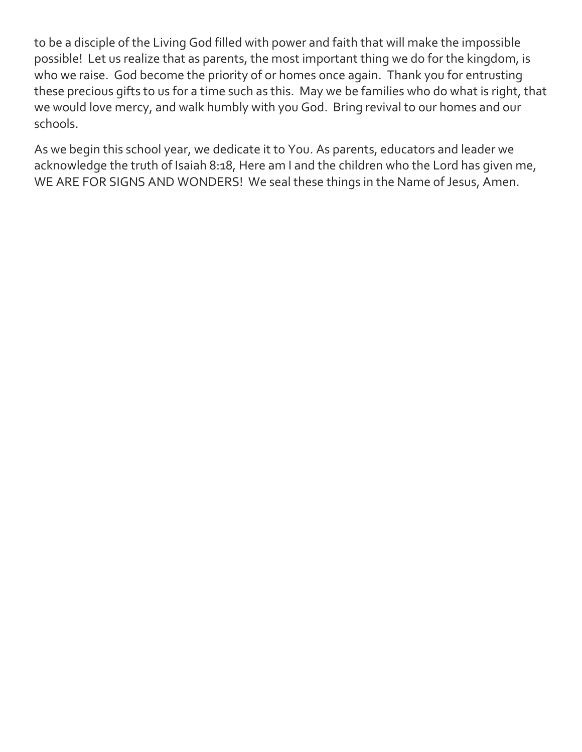to be a disciple of the Living God filled with power and faith that will make the impossible possible! Let us realize that as parents, the most important thing we do for the kingdom, is who we raise. God become the priority of or homes once again. Thank you for entrusting these precious gifts to us for a time such as this. May we be families who do what is right, that we would love mercy, and walk humbly with you God. Bring revival to our homes and our schools.

As we begin this school year, we dedicate it to You. As parents, educators and leader we acknowledge the truth of Isaiah 8:18, Here am I and the children who the Lord has given me, WE ARE FOR SIGNS AND WONDERS! We seal these things in the Name of Jesus, Amen.